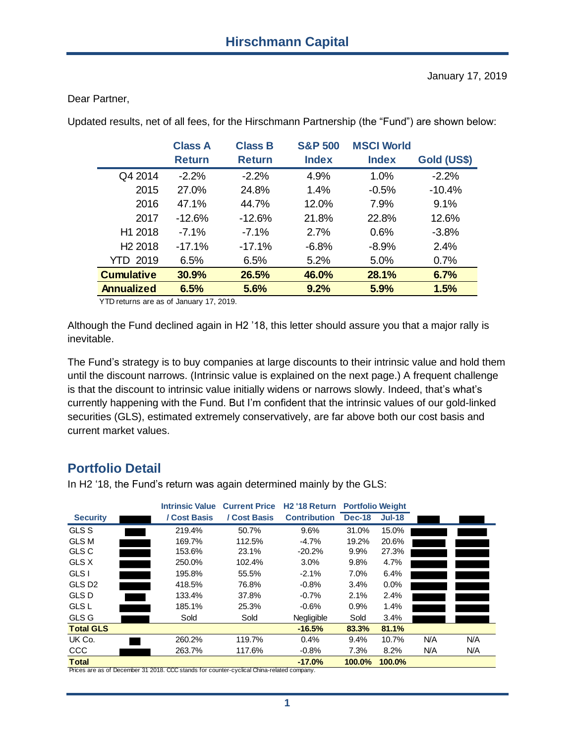# Hirschmann Capital

January 17, 2019

Dear Partner,

Updated results, net of all fees, for the Hirschmann Partnership (the "Fund") are shown below:

| | Class A Return | Class B Return | S&P 500 Index | MSCI World Index | Gold (US$) |
|---|---|---|---|---|---|
| Q4 2014 | -2.2% | -2.2% | 4.9% | 1.0% | -2.2% |
| 2015 | 27.0% | 24.8% | 1.4% | -0.5% | -10.4% |
| 2016 | 47.1% | 44.7% | 12.0% | 7.9% | 9.1% |
| 2017 | -12.6% | -12.6% | 21.8% | 22.8% | 12.6% |
| H1 2018 | -7.1% | -7.1% | 2.7% | 0.6% | -3.8% |
| H2 2018 | -17.1% | -17.1% | -6.8% | -8.9% | 2.4% |
| YTD 2019 | 6.5% | 6.5% | 5.2% | 5.0% | 0.7% |
| **Cumulative** | **30.9%** | **26.5%** | **46.0%** | **28.1%** | **6.7%** |
| **Annualized** | **6.5%** | **5.6%** | **9.2%** | **5.9%** | **1.5%** |

YTD returns are as of January 17, 2019.

Although the Fund declined again in H2 '18, this letter should assure you that a major rally is inevitable.

The Fund's strategy is to buy companies at large discounts to their intrinsic value and hold them until the discount narrows. (Intrinsic value is explained on the next page.) A frequent challenge is that the discount to intrinsic value initially widens or narrows slowly. Indeed, that's what's currently happening with the Fund. But I'm confident that the intrinsic values of our gold-linked securities (GLS), estimated extremely conservatively, are far above both our cost basis and current market values.

## Portfolio Detail

In H2 '18, the Fund's return was again determined mainly by the GLS:

| Security | | Intrinsic Value / Cost Basis | Current Price / Cost Basis | H2 '18 Return Contribution | Portfolio Weight Dec-18 | Portfolio Weight Jul-18 | | |
|---|---|---|---|---|---|---|---|---|
| GLS S | | 219.4% | 50.7% | 9.6% | 31.0% | 15.0% | | |
| GLS M | | 169.7% | 112.5% | -4.7% | 19.2% | 20.6% | | |
| GLS C | | 153.6% | 23.1% | -20.2% | 9.9% | 27.3% | | |
| GLS X | | 250.0% | 102.4% | 3.0% | 9.8% | 4.7% | | |
| GLS I | | 195.8% | 55.5% | -2.1% | 7.0% | 6.4% | | |
| GLS D2 | | 418.5% | 76.8% | -0.8% | 3.4% | 0.0% | | |
| GLS D | | 133.4% | 37.8% | -0.7% | 2.1% | 2.4% | | |
| GLS L | | 185.1% | 25.3% | -0.6% | 0.9% | 1.4% | | |
| GLS G | | Sold | Sold | Negligible | Sold | 3.4% | | |
| **Total GLS** | | | | **-16.5%** | **83.3%** | **81.1%** | | |
| UK Co. | | 260.2% | 119.7% | 0.4% | 9.4% | 10.7% | N/A | N/A |
| CCC | | 263.7% | 117.6% | -0.8% | 7.3% | 8.2% | N/A | N/A |
| **Total** | | | | **-17.0%** | **100.0%** | **100.0%** | | |

Prices are as of December 31 2018. CCC stands for counter-cyclical China-related company.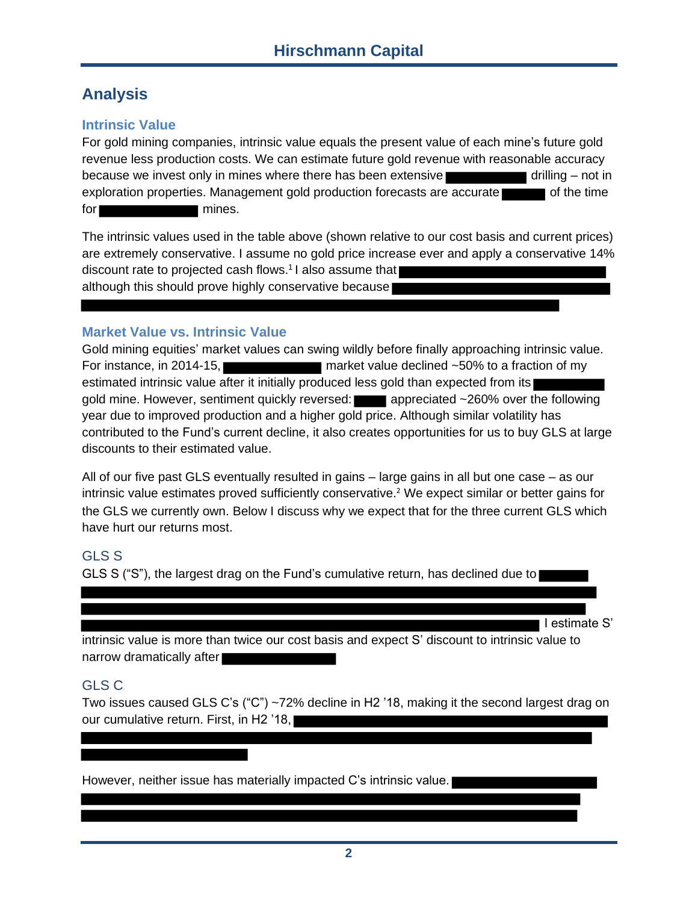## Analysis

### Intrinsic Value

For gold mining companies, intrinsic value equals the present value of each mine's future gold revenue less production costs. We can estimate future gold revenue with reasonable accuracy because we invest only in mines where there has been extensive drilling – not in exploration properties. Management gold production forecasts are accurate of the time for mines.

The intrinsic values used in the table above (shown relative to our cost basis and current prices) are extremely conservative. I assume no gold price increase ever and apply a conservative 14% discount rate to projected cash flows.[1] I also assume that although this should prove highly conservative because

### Market Value vs. Intrinsic Value

Gold mining equities' market values can swing wildly before finally approaching intrinsic value. For instance, in 2014-15, market value declined ~50% to a fraction of my estimated intrinsic value after it initially produced less gold than expected from its gold mine. However, sentiment quickly reversed: appreciated ~260% over the following year due to improved production and a higher gold price. Although similar volatility has contributed to the Fund's current decline, it also creates opportunities for us to buy GLS at large discounts to their estimated value.

All of our five past GLS eventually resulted in gains – large gains in all but one case – as our intrinsic value estimates proved sufficiently conservative.[2] We expect similar or better gains for the GLS we currently own. Below I discuss why we expect that for the three current GLS which have hurt our returns most.

#### GLS S

GLS S ("S"), the largest drag on the Fund's cumulative return, has declined due to I estimate S' intrinsic value is more than twice our cost basis and expect S' discount to intrinsic value to narrow dramatically after

#### GLS C

Two issues caused GLS C's ("C") ~72% decline in H2 '18, making it the second largest drag on our cumulative return. First, in H2 '18,

However, neither issue has materially impacted C's intrinsic value.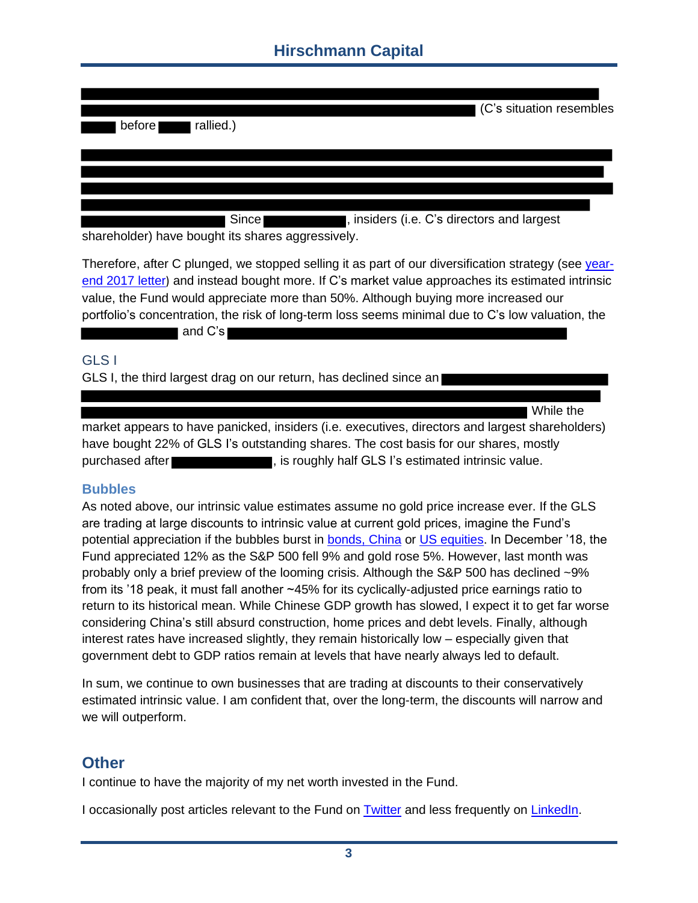(C's situation resembles before rallied.)

Since , insiders (i.e. C's directors and largest shareholder) have bought its shares aggressively.

Therefore, after C plunged, we stopped selling it as part of our diversification strategy (see year-end 2017 letter) and instead bought more. If C's market value approaches its estimated intrinsic value, the Fund would appreciate more than 50%. Although buying more increased our portfolio's concentration, the risk of long-term loss seems minimal due to C's low valuation, the and C's

### GLS I

GLS I, the third largest drag on our return, has declined since an While the market appears to have panicked, insiders (i.e. executives, directors and largest shareholders) have bought 22% of GLS I's outstanding shares. The cost basis for our shares, mostly purchased after , is roughly half GLS I's estimated intrinsic value.

### Bubbles

As noted above, our intrinsic value estimates assume no gold price increase ever. If the GLS are trading at large discounts to intrinsic value at current gold prices, imagine the Fund's potential appreciation if the bubbles burst in bonds, China or US equities. In December '18, the Fund appreciated 12% as the S&P 500 fell 9% and gold rose 5%. However, last month was probably only a brief preview of the looming crisis. Although the S&P 500 has declined ~9% from its '18 peak, it must fall another ~45% for its cyclically-adjusted price earnings ratio to return to its historical mean. While Chinese GDP growth has slowed, I expect it to get far worse considering China's still absurd construction, home prices and debt levels. Finally, although interest rates have increased slightly, they remain historically low – especially given that government debt to GDP ratios remain at levels that have nearly always led to default.

In sum, we continue to own businesses that are trading at discounts to their conservatively estimated intrinsic value. I am confident that, over the long-term, the discounts will narrow and we will outperform.

## Other

I continue to have the majority of my net worth invested in the Fund.

I occasionally post articles relevant to the Fund on Twitter and less frequently on LinkedIn.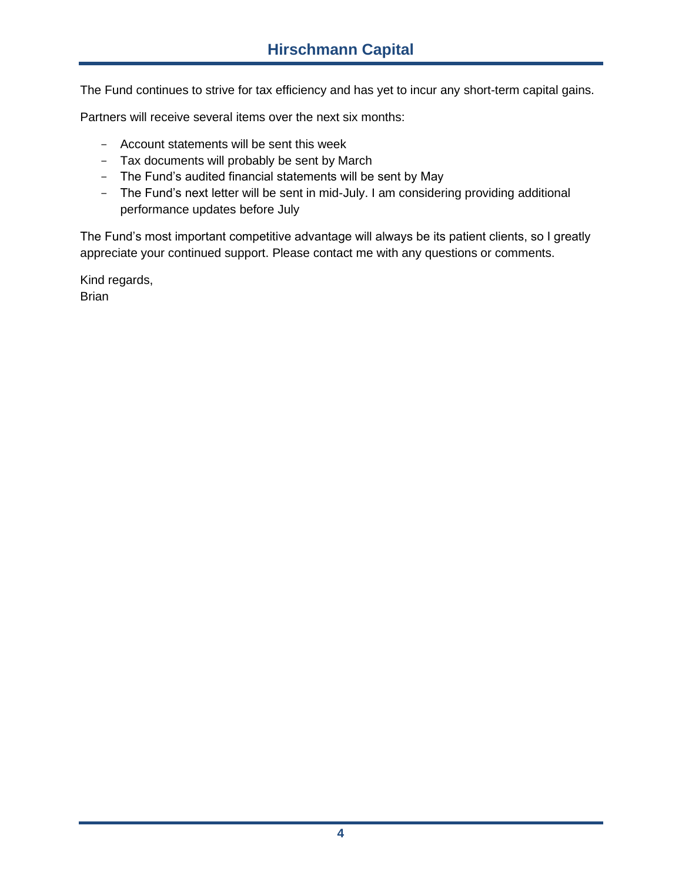The Fund continues to strive for tax efficiency and has yet to incur any short-term capital gains.

Partners will receive several items over the next six months:

- Account statements will be sent this week
- Tax documents will probably be sent by March
- The Fund's audited financial statements will be sent by May
- The Fund's next letter will be sent in mid-July. I am considering providing additional performance updates before July

The Fund's most important competitive advantage will always be its patient clients, so I greatly appreciate your continued support. Please contact me with any questions or comments.

Kind regards,
Brian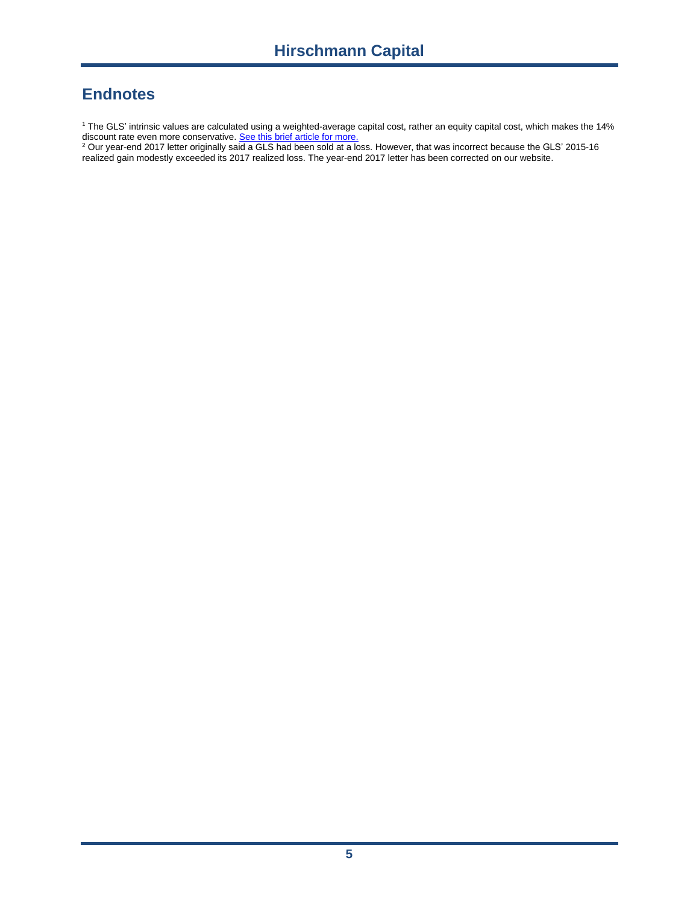## Endnotes

[1] The GLS' intrinsic values are calculated using a weighted-average capital cost, rather an equity capital cost, which makes the 14% discount rate even more conservative. [See this brief article for more.]

[2] Our year-end 2017 letter originally said a GLS had been sold at a loss. However, that was incorrect because the GLS' 2015-16 realized gain modestly exceeded its 2017 realized loss. The year-end 2017 letter has been corrected on our website.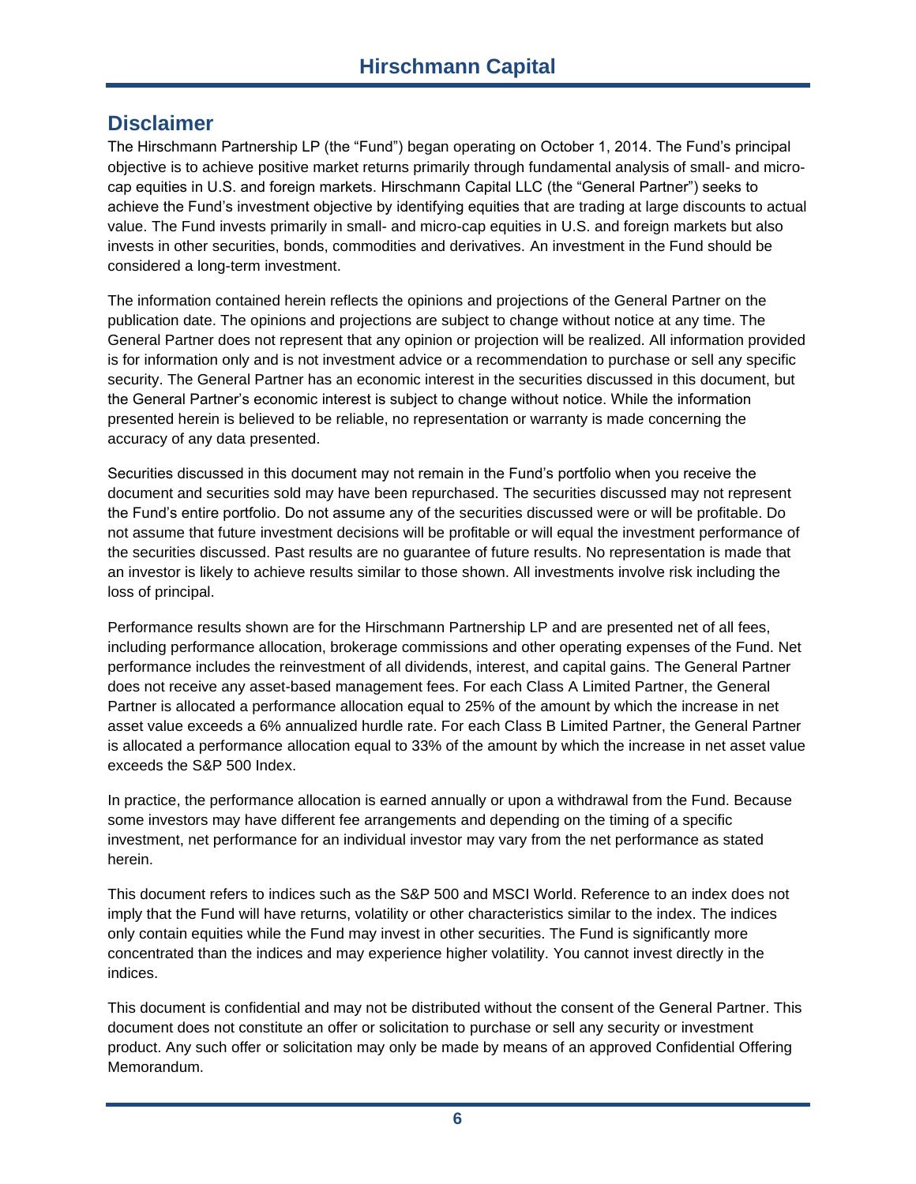## Disclaimer

The Hirschmann Partnership LP (the "Fund") began operating on October 1, 2014. The Fund's principal objective is to achieve positive market returns primarily through fundamental analysis of small- and micro-cap equities in U.S. and foreign markets. Hirschmann Capital LLC (the "General Partner") seeks to achieve the Fund's investment objective by identifying equities that are trading at large discounts to actual value. The Fund invests primarily in small- and micro-cap equities in U.S. and foreign markets but also invests in other securities, bonds, commodities and derivatives. An investment in the Fund should be considered a long-term investment.

The information contained herein reflects the opinions and projections of the General Partner on the publication date. The opinions and projections are subject to change without notice at any time. The General Partner does not represent that any opinion or projection will be realized. All information provided is for information only and is not investment advice or a recommendation to purchase or sell any specific security. The General Partner has an economic interest in the securities discussed in this document, but the General Partner's economic interest is subject to change without notice. While the information presented herein is believed to be reliable, no representation or warranty is made concerning the accuracy of any data presented.

Securities discussed in this document may not remain in the Fund's portfolio when you receive the document and securities sold may have been repurchased. The securities discussed may not represent the Fund's entire portfolio. Do not assume any of the securities discussed were or will be profitable. Do not assume that future investment decisions will be profitable or will equal the investment performance of the securities discussed. Past results are no guarantee of future results. No representation is made that an investor is likely to achieve results similar to those shown. All investments involve risk including the loss of principal.

Performance results shown are for the Hirschmann Partnership LP and are presented net of all fees, including performance allocation, brokerage commissions and other operating expenses of the Fund. Net performance includes the reinvestment of all dividends, interest, and capital gains. The General Partner does not receive any asset-based management fees. For each Class A Limited Partner, the General Partner is allocated a performance allocation equal to 25% of the amount by which the increase in net asset value exceeds a 6% annualized hurdle rate. For each Class B Limited Partner, the General Partner is allocated a performance allocation equal to 33% of the amount by which the increase in net asset value exceeds the S&P 500 Index.

In practice, the performance allocation is earned annually or upon a withdrawal from the Fund. Because some investors may have different fee arrangements and depending on the timing of a specific investment, net performance for an individual investor may vary from the net performance as stated herein.

This document refers to indices such as the S&P 500 and MSCI World. Reference to an index does not imply that the Fund will have returns, volatility or other characteristics similar to the index. The indices only contain equities while the Fund may invest in other securities. The Fund is significantly more concentrated than the indices and may experience higher volatility. You cannot invest directly in the indices.

This document is confidential and may not be distributed without the consent of the General Partner. This document does not constitute an offer or solicitation to purchase or sell any security or investment product. Any such offer or solicitation may only be made by means of an approved Confidential Offering Memorandum.